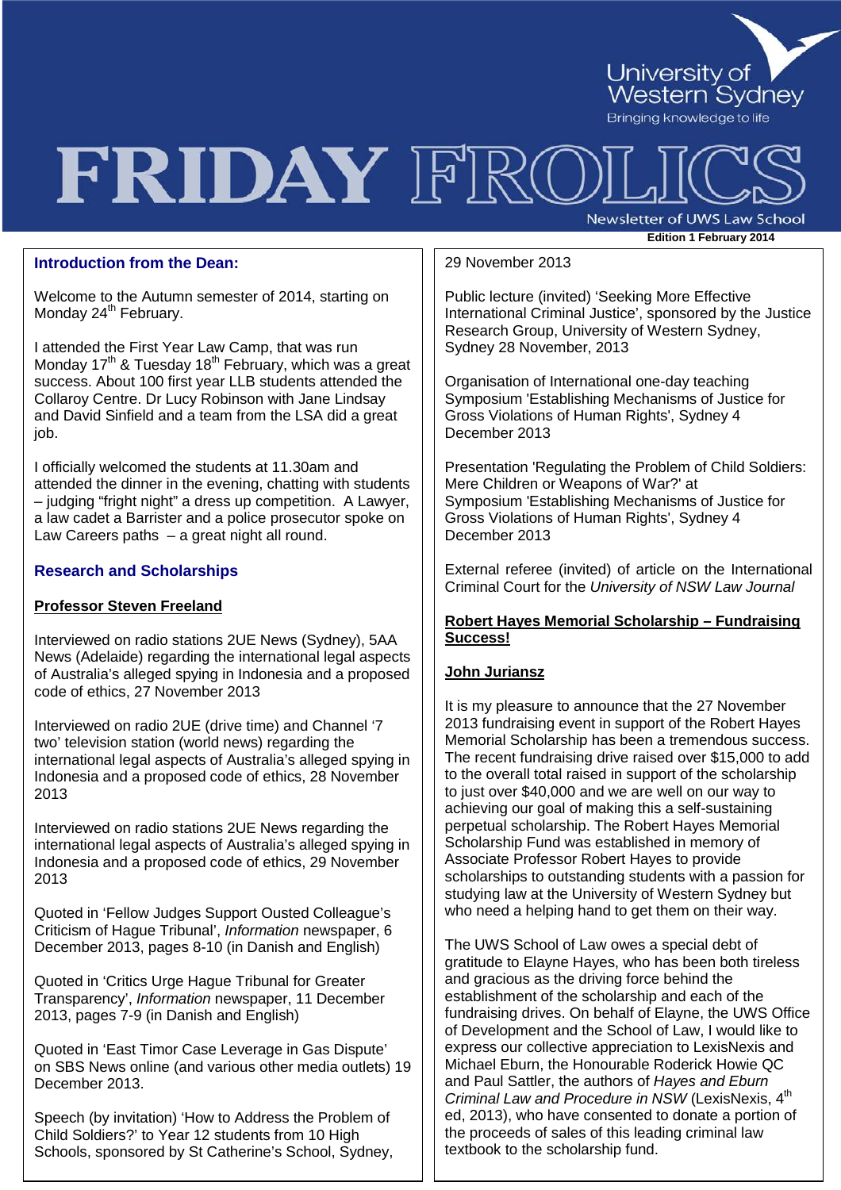# FRIDAY FROLICS

University of Western Sydney
Bringing knowledge to life

Newsletter of UWS Law School

**Edition 1 February 2014**

## Introduction from the Dean:

Welcome to the Autumn semester of 2014, starting on Monday 24th February.

I attended the First Year Law Camp, that was run Monday 17th & Tuesday 18th February, which was a great success. About 100 first year LLB students attended the Collaroy Centre. Dr Lucy Robinson with Jane Lindsay and David Sinfield and a team from the LSA did a great job.

I officially welcomed the students at 11.30am and attended the dinner in the evening, chatting with students – judging "fright night" a dress up competition. A Lawyer, a law cadet a Barrister and a police prosecutor spoke on Law Careers paths – a great night all round.

## Research and Scholarships

### Professor Steven Freeland

Interviewed on radio stations 2UE News (Sydney), 5AA News (Adelaide) regarding the international legal aspects of Australia's alleged spying in Indonesia and a proposed code of ethics, 27 November 2013

Interviewed on radio 2UE (drive time) and Channel '7 two' television station (world news) regarding the international legal aspects of Australia's alleged spying in Indonesia and a proposed code of ethics, 28 November 2013

Interviewed on radio stations 2UE News regarding the international legal aspects of Australia's alleged spying in Indonesia and a proposed code of ethics, 29 November 2013

Quoted in 'Fellow Judges Support Ousted Colleague's Criticism of Hague Tribunal', *Information* newspaper, 6 December 2013, pages 8-10 (in Danish and English)

Quoted in 'Critics Urge Hague Tribunal for Greater Transparency', *Information* newspaper, 11 December 2013, pages 7-9 (in Danish and English)

Quoted in 'East Timor Case Leverage in Gas Dispute' on SBS News online (and various other media outlets) 19 December 2013.

Speech (by invitation) 'How to Address the Problem of Child Soldiers?' to Year 12 students from 10 High Schools, sponsored by St Catherine's School, Sydney, 29 November 2013

Public lecture (invited) 'Seeking More Effective International Criminal Justice', sponsored by the Justice Research Group, University of Western Sydney, Sydney 28 November, 2013

Organisation of International one-day teaching Symposium 'Establishing Mechanisms of Justice for Gross Violations of Human Rights', Sydney 4 December 2013

Presentation 'Regulating the Problem of Child Soldiers: Mere Children or Weapons of War?' at Symposium 'Establishing Mechanisms of Justice for Gross Violations of Human Rights', Sydney 4 December 2013

External referee (invited) of article on the International Criminal Court for the *University of NSW Law Journal*

### Robert Hayes Memorial Scholarship – Fundraising Success!

### John Juriansz

It is my pleasure to announce that the 27 November 2013 fundraising event in support of the Robert Hayes Memorial Scholarship has been a tremendous success. The recent fundraising drive raised over $15,000 to add to the overall total raised in support of the scholarship to just over $40,000 and we are well on our way to achieving our goal of making this a self-sustaining perpetual scholarship. The Robert Hayes Memorial Scholarship Fund was established in memory of Associate Professor Robert Hayes to provide scholarships to outstanding students with a passion for studying law at the University of Western Sydney but who need a helping hand to get them on their way.

The UWS School of Law owes a special debt of gratitude to Elayne Hayes, who has been both tireless and gracious as the driving force behind the establishment of the scholarship and each of the fundraising drives. On behalf of Elayne, the UWS Office of Development and the School of Law, I would like to express our collective appreciation to LexisNexis and Michael Eburn, the Honourable Roderick Howie QC and Paul Sattler, the authors of *Hayes and Eburn Criminal Law and Procedure in NSW* (LexisNexis, 4th ed, 2013), who have consented to donate a portion of the proceeds of sales of this leading criminal law textbook to the scholarship fund.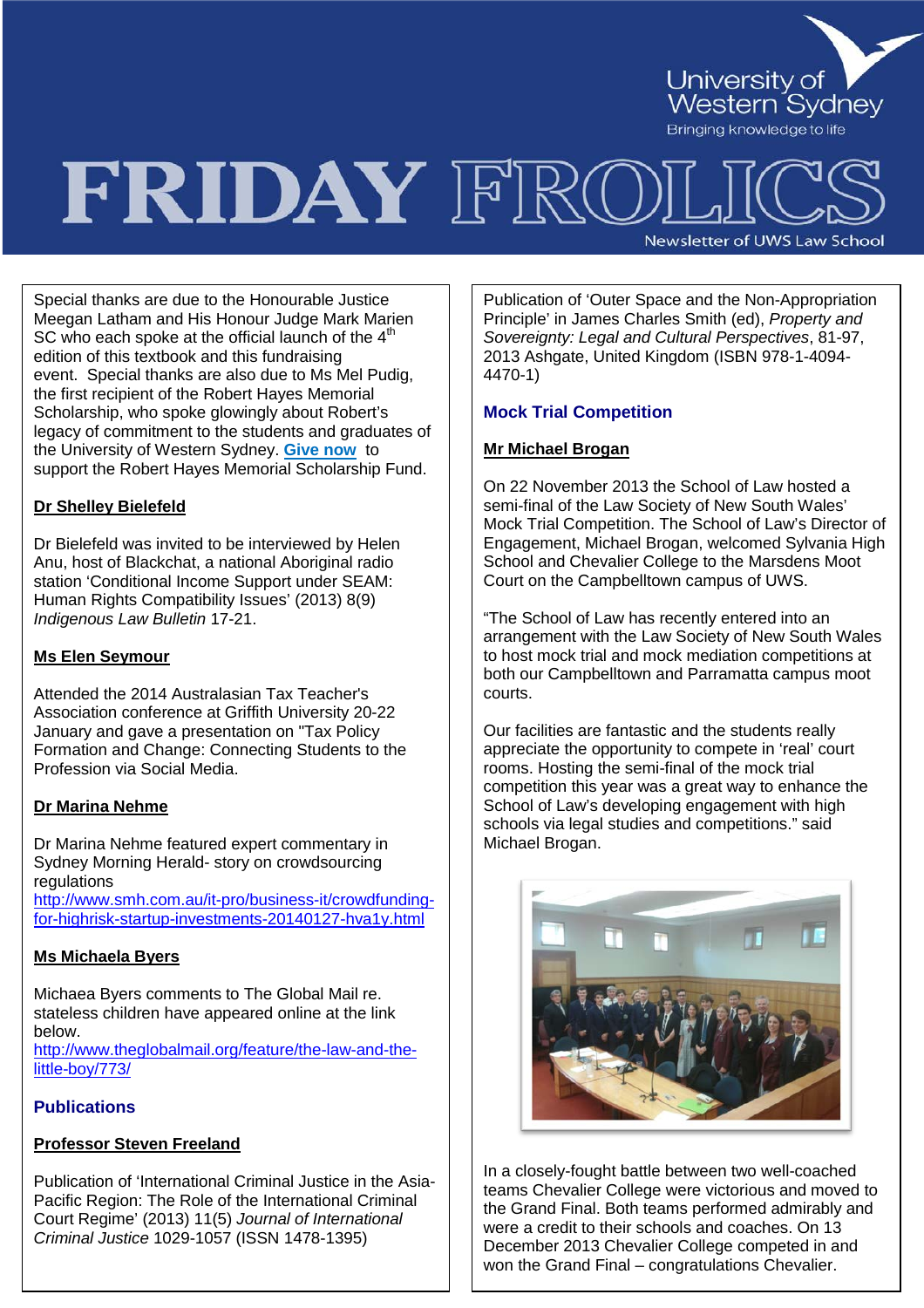# FRIDAY FROLICS

University of Western Sydney
Bringing knowledge to life

Newsletter of UWS Law School

Special thanks are due to the Honourable Justice Meegan Latham and His Honour Judge Mark Marien SC who each spoke at the official launch of the 4th edition of this textbook and this fundraising event. Special thanks are also due to Ms Mel Pudig, the first recipient of the Robert Hayes Memorial Scholarship, who spoke glowingly about Robert's legacy of commitment to the students and graduates of the University of Western Sydney. **Give now** to support the Robert Hayes Memorial Scholarship Fund.

**Dr Shelley Bielefeld**

Dr Bielefeld was invited to be interviewed by Helen Anu, host of Blackchat, a national Aboriginal radio station 'Conditional Income Support under SEAM: Human Rights Compatibility Issues' (2013) 8(9) *Indigenous Law Bulletin* 17-21.

**Ms Elen Seymour**

Attended the 2014 Australasian Tax Teacher's Association conference at Griffith University 20-22 January and gave a presentation on "Tax Policy Formation and Change: Connecting Students to the Profession via Social Media.

**Dr Marina Nehme**

Dr Marina Nehme featured expert commentary in Sydney Morning Herald- story on crowdsourcing regulations
http://www.smh.com.au/it-pro/business-it/crowdfunding-for-highrisk-startup-investments-20140127-hva1y.html

**Ms Michaela Byers**

Michaea Byers comments to The Global Mail re. stateless children have appeared online at the link below.
http://www.theglobalmail.org/feature/the-law-and-the-little-boy/773/

## Publications

**Professor Steven Freeland**

Publication of 'International Criminal Justice in the Asia-Pacific Region: The Role of the International Criminal Court Regime' (2013) 11(5) *Journal of International Criminal Justice* 1029-1057 (ISSN 1478-1395)

Publication of 'Outer Space and the Non-Appropriation Principle' in James Charles Smith (ed), *Property and Sovereignty: Legal and Cultural Perspectives*, 81-97, 2013 Ashgate, United Kingdom (ISBN 978-1-4094-4470-1)

## Mock Trial Competition

**Mr Michael Brogan**

On 22 November 2013 the School of Law hosted a semi-final of the Law Society of New South Wales' Mock Trial Competition. The School of Law's Director of Engagement, Michael Brogan, welcomed Sylvania High School and Chevalier College to the Marsdens Moot Court on the Campbelltown campus of UWS.

"The School of Law has recently entered into an arrangement with the Law Society of New South Wales to host mock trial and mock mediation competitions at both our Campbelltown and Parramatta campus moot courts.

Our facilities are fantastic and the students really appreciate the opportunity to compete in 'real' court rooms. Hosting the semi-final of the mock trial competition this year was a great way to enhance the School of Law's developing engagement with high schools via legal studies and competitions." said Michael Brogan.

In a closely-fought battle between two well-coached teams Chevalier College were victorious and moved to the Grand Final. Both teams performed admirably and were a credit to their schools and coaches. On 13 December 2013 Chevalier College competed in and won the Grand Final – congratulations Chevalier.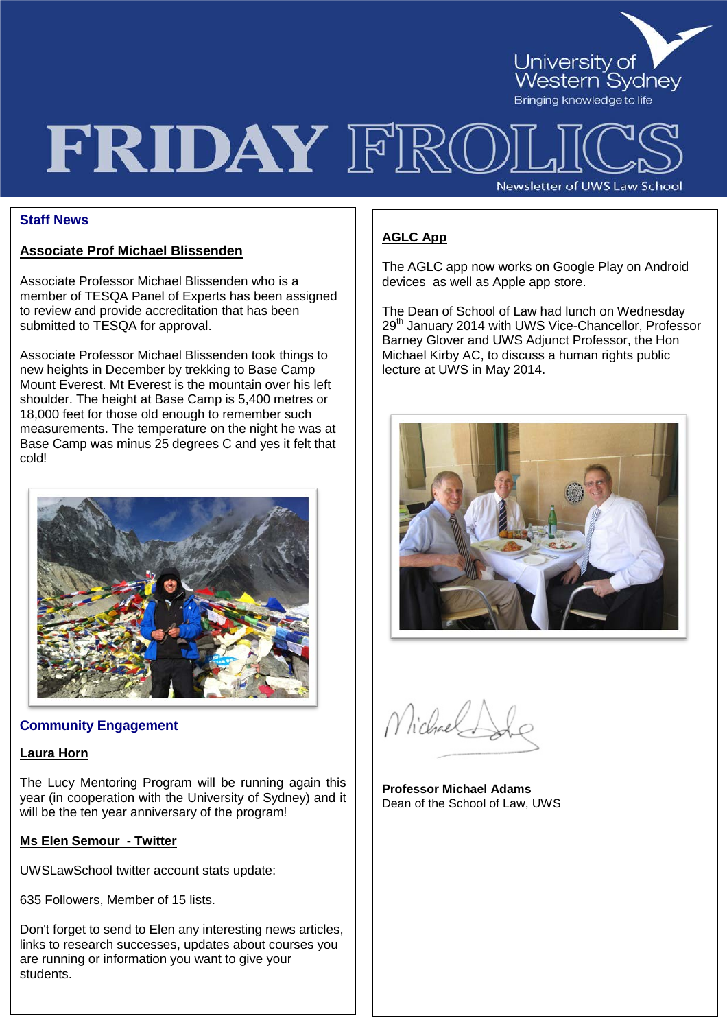# FRIDAY FROLICS

Newsletter of UWS Law School

## Staff News

### Associate Prof Michael Blissenden

Associate Professor Michael Blissenden who is a member of TESQA Panel of Experts has been assigned to review and provide accreditation that has been submitted to TESQA for approval.

Associate Professor Michael Blissenden took things to new heights in December by trekking to Base Camp Mount Everest. Mt Everest is the mountain over his left shoulder. The height at Base Camp is 5,400 metres or 18,000 feet for those old enough to remember such measurements. The temperature on the night he was at Base Camp was minus 25 degrees C and yes it felt that cold!

## Community Engagement

### Laura Horn

The Lucy Mentoring Program will be running again this year (in cooperation with the University of Sydney) and it will be the ten year anniversary of the program!

### Ms Elen Semour - Twitter

UWSLawSchool twitter account stats update:

635 Followers, Member of 15 lists.

Don't forget to send to Elen any interesting news articles, links to research successes, updates about courses you are running or information you want to give your students.

### AGLC App

The AGLC app now works on Google Play on Android devices as well as Apple app store.

The Dean of School of Law had lunch on Wednesday 29th January 2014 with UWS Vice-Chancellor, Professor Barney Glover and UWS Adjunct Professor, the Hon Michael Kirby AC, to discuss a human rights public lecture at UWS in May 2014.

**Professor Michael Adams**
Dean of the School of Law, UWS